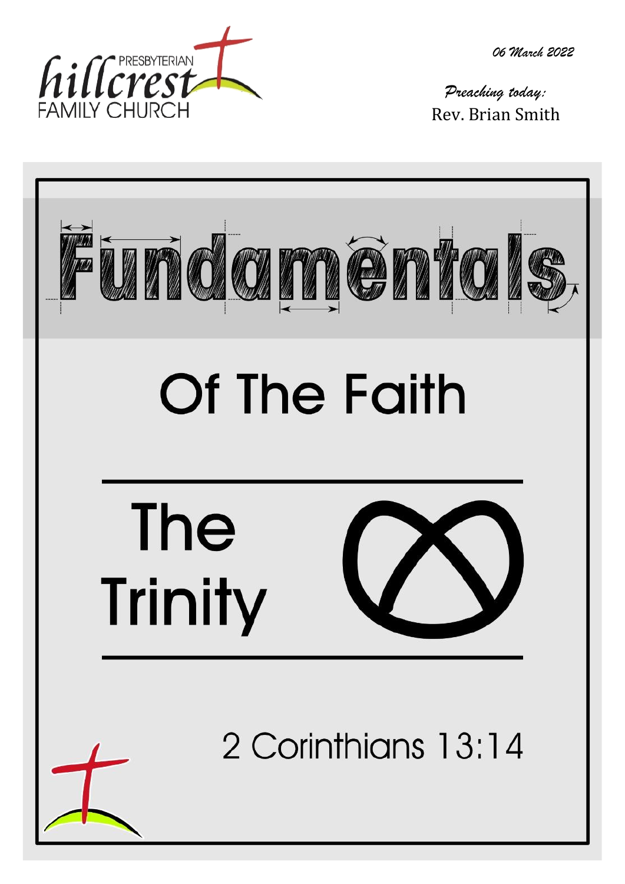hillcrest PRESBYTERIAN FAMILY CHURCH

*06 March 2022*

*Preaching today:*
Rev. Brian Smith

# Fundamentals

## Of The Faith

## The Trinity

2 Corinthians 13:14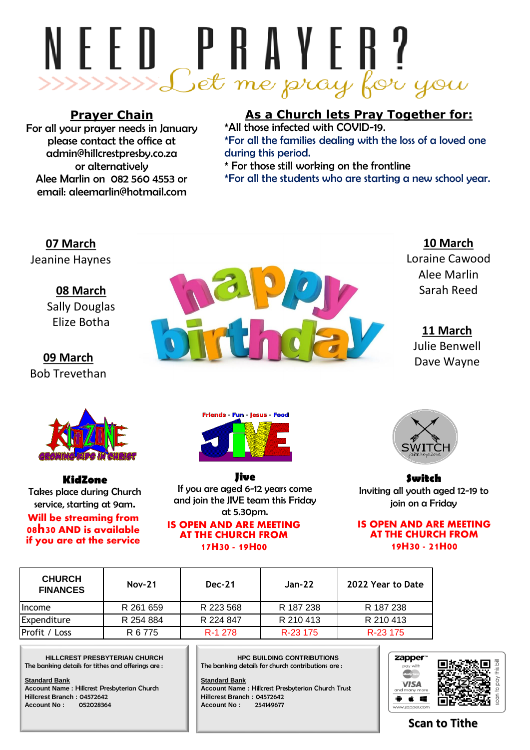# NEED PRAYER?

>>>>>>>>>Let me pray for you

## Prayer Chain

For all your prayer needs in January please contact the office at admin@hillcrestpresby.co.za or alternatively Alee Marlin on 082 560 4553 or email: aleemarlin@hotmail.com

## As a Church lets Pray Together for:

*All those infected with COVID-19.
*For all the families dealing with the loss of a loved one during this period.
* For those still working on the frontline
*For all the students who are starting a new school year.

## happy birthday

**07 March**
Jeanine Haynes

**08 March**
Sally Douglas
Elize Botha

**09 March**
Bob Trevethan

**10 March**
Loraine Cawood
Alee Marlin
Sarah Reed

**11 March**
Julie Benwell
Dave Wayne

### KidZone

GROWING KIDS IN CHRIST

Takes place during Church service, starting at 9am.
**Will be streaming from 08h30 AND is available if you are at the service**

### Jive

Friends - Fun - Jesus - Food

If you are aged 6-12 years come and join the JIVE team this Friday at 5.30pm.
**IS OPEN AND ARE MEETING AT THE CHURCH FROM 17H30 - 19H00**

### Switch

Inviting all youth aged 12-19 to join on a Friday
**IS OPEN AND ARE MEETING AT THE CHURCH FROM 19H30 - 21H00**

| CHURCH FINANCES | Nov-21 | Dec-21 | Jan-22 | 2022 Year to Date |
|---|---|---|---|---|
| Income | R 261 659 | R 223 568 | R 187 238 | R 187 238 |
| Expenditure | R 254 884 | R 224 847 | R 210 413 | R 210 413 |
| Profit / Loss | R 6 775 | R-1 278 | R-23 175 | R-23 175 |

**HILLCREST PRESBYTERIAN CHURCH**
The banking details for tithes and offerings are :

**Standard Bank**
**Account Name :** Hillcrest Presbyterian Church
**Hillcrest Branch :** 04572642
**Account No :** 052028364

**HPC BUILDING CONTRIBUTIONS**
The banking details for church contributions are :

**Standard Bank**
**Account Name :** Hillcrest Presbyterian Church Trust
**Hillcrest Branch :** 04572642
**Account No :** 254149677

zapper pay with MasterCard VISA and many more — www.zapper.com — scan to pay this bill

**Scan to Tithe**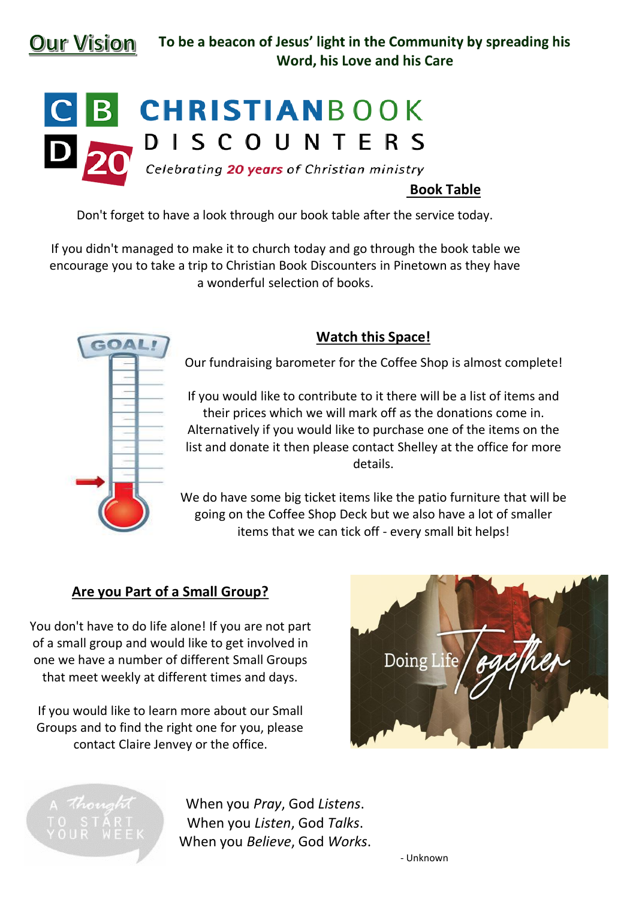**Our Vision** **To be a beacon of Jesus' light in the Community by spreading his Word, his Love and his Care**

CHRISTIANBOOK DISCOUNTERS

*Celebrating 20 years of Christian ministry*

## Book Table

Don't forget to have a look through our book table after the service today.

If you didn't managed to make it to church today and go through the book table we encourage you to take a trip to Christian Book Discounters in Pinetown as they have a wonderful selection of books.

## Watch this Space!

Our fundraising barometer for the Coffee Shop is almost complete!

If you would like to contribute to it there will be a list of items and their prices which we will mark off as the donations come in. Alternatively if you would like to purchase one of the items on the list and donate it then please contact Shelley at the office for more details.

We do have some big ticket items like the patio furniture that will be going on the Coffee Shop Deck but we also have a lot of smaller items that we can tick off - every small bit helps!

## Are you Part of a Small Group?

You don't have to do life alone! If you are not part of a small group and would like to get involved in one we have a number of different Small Groups that meet weekly at different times and days.

If you would like to learn more about our Small Groups and to find the right one for you, please contact Claire Jenvey or the office.

Doing Life Together

A thought to start your week

When you *Pray*, God *Listens*.
When you *Listen*, God *Talks*.
When you *Believe*, God *Works*.

- Unknown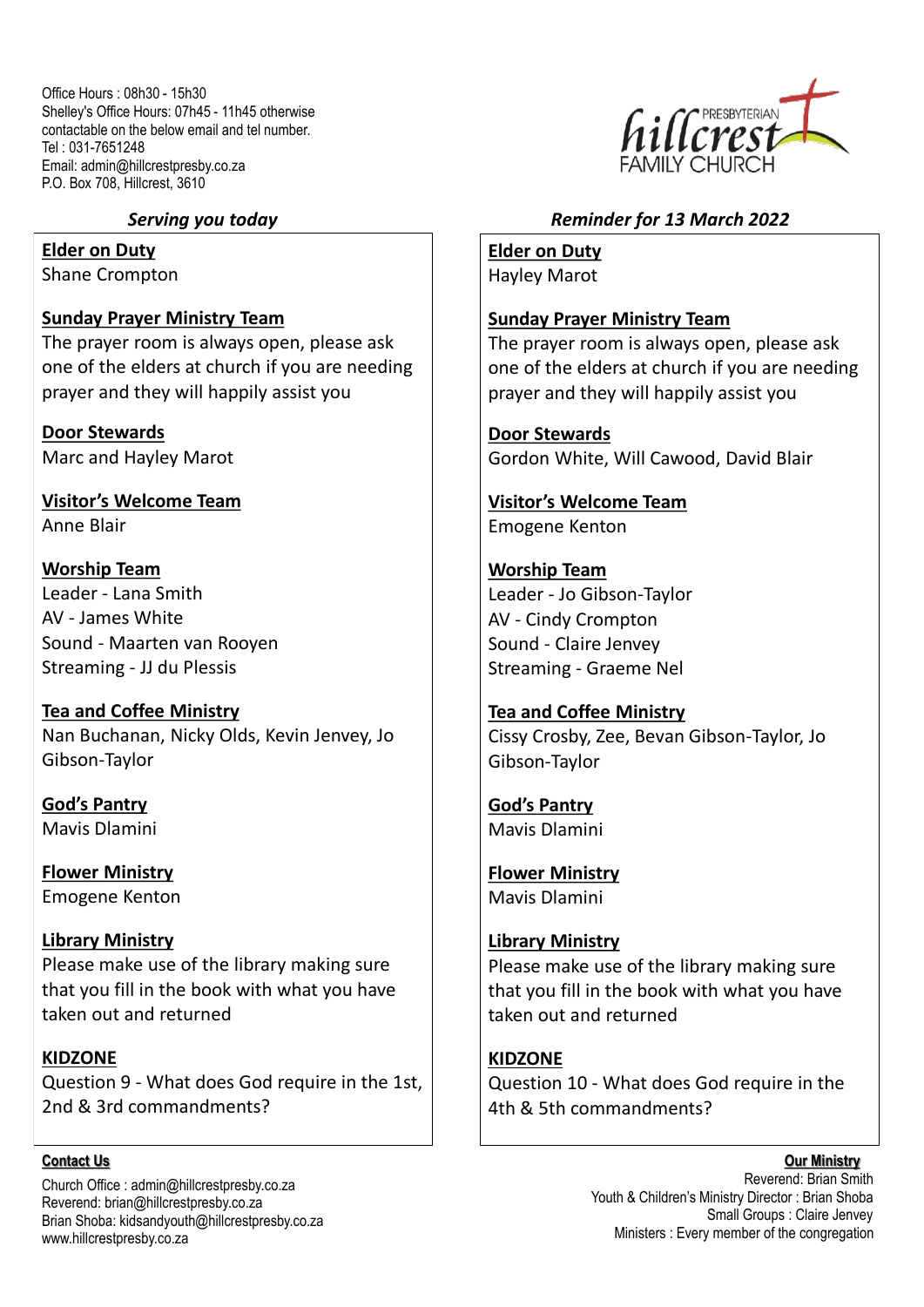Office Hours : 08h30 - 15h30
Shelley's Office Hours: 07h45 - 11h45 otherwise contactable on the below email and tel number.
Tel : 031-7651248
Email: admin@hillcrestpresby.co.za
P.O. Box 708, Hillcrest, 3610

hillcrest PRESBYTERIAN FAMILY CHURCH

## *Serving you today*

**Elder on Duty**
Shane Crompton

**Sunday Prayer Ministry Team**
The prayer room is always open, please ask one of the elders at church if you are needing prayer and they will happily assist you

**Door Stewards**
Marc and Hayley Marot

**Visitor's Welcome Team**
Anne Blair

**Worship Team**
Leader - Lana Smith
AV - James White
Sound - Maarten van Rooyen
Streaming - JJ du Plessis

**Tea and Coffee Ministry**
Nan Buchanan, Nicky Olds, Kevin Jenvey, Jo Gibson-Taylor

**God's Pantry**
Mavis Dlamini

**Flower Ministry**
Emogene Kenton

**Library Ministry**
Please make use of the library making sure that you fill in the book with what you have taken out and returned

**KIDZONE**
Question 9 - What does God require in the 1st, 2nd & 3rd commandments?

## *Reminder for 13 March 2022*

**Elder on Duty**
Hayley Marot

**Sunday Prayer Ministry Team**
The prayer room is always open, please ask one of the elders at church if you are needing prayer and they will happily assist you

**Door Stewards**
Gordon White, Will Cawood, David Blair

**Visitor's Welcome Team**
Emogene Kenton

**Worship Team**
Leader - Jo Gibson-Taylor
AV - Cindy Crompton
Sound - Claire Jenvey
Streaming - Graeme Nel

**Tea and Coffee Ministry**
Cissy Crosby, Zee, Bevan Gibson-Taylor, Jo Gibson-Taylor

**God's Pantry**
Mavis Dlamini

**Flower Ministry**
Mavis Dlamini

**Library Ministry**
Please make use of the library making sure that you fill in the book with what you have taken out and returned

**KIDZONE**
Question 10 - What does God require in the 4th & 5th commandments?

**Contact Us**

Church Office : admin@hillcrestpresby.co.za
Reverend: brian@hillcrestpresby.co.za
Brian Shoba: kidsandyouth@hillcrestpresby.co.za
www.hillcrestpresby.co.za

**Our Ministry**

Reverend: Brian Smith
Youth & Children's Ministry Director : Brian Shoba
Small Groups : Claire Jenvey
Ministers : Every member of the congregation